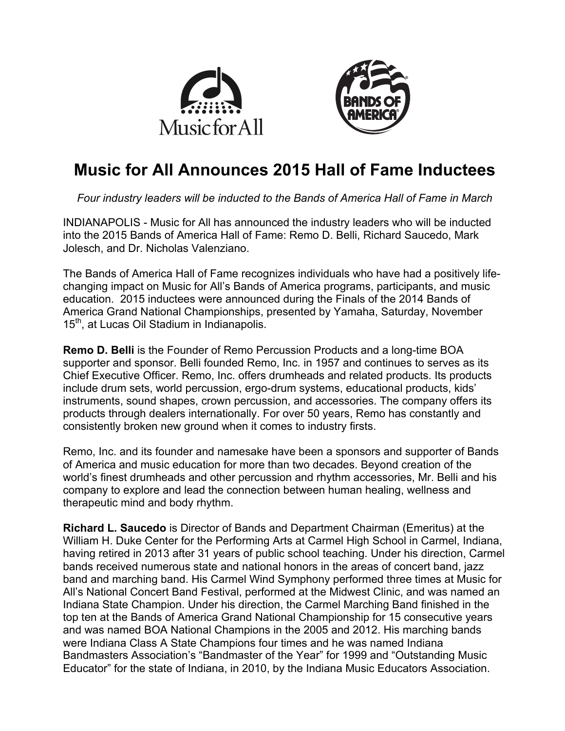# Music for All Announces 2015 Hall of Fame Inductees

*Four industry leaders will be inducted to the Bands of America Hall of Fame in March*

INDIANAPOLIS - Music for All has announced the industry leaders who will be inducted into the 2015 Bands of America Hall of Fame: Remo D. Belli, Richard Saucedo, Mark Jolesch, and Dr. Nicholas Valenziano.

The Bands of America Hall of Fame recognizes individuals who have had a positively life-changing impact on Music for All's Bands of America programs, participants, and music education. 2015 inductees were announced during the Finals of the 2014 Bands of America Grand National Championships, presented by Yamaha, Saturday, November 15th, at Lucas Oil Stadium in Indianapolis.

**Remo D. Belli** is the Founder of Remo Percussion Products and a long-time BOA supporter and sponsor. Belli founded Remo, Inc. in 1957 and continues to serves as its Chief Executive Officer. Remo, Inc. offers drumheads and related products. Its products include drum sets, world percussion, ergo-drum systems, educational products, kids' instruments, sound shapes, crown percussion, and accessories. The company offers its products through dealers internationally. For over 50 years, Remo has constantly and consistently broken new ground when it comes to industry firsts.

Remo, Inc. and its founder and namesake have been a sponsors and supporter of Bands of America and music education for more than two decades. Beyond creation of the world's finest drumheads and other percussion and rhythm accessories, Mr. Belli and his company to explore and lead the connection between human healing, wellness and therapeutic mind and body rhythm.

**Richard L. Saucedo** is Director of Bands and Department Chairman (Emeritus) at the William H. Duke Center for the Performing Arts at Carmel High School in Carmel, Indiana, having retired in 2013 after 31 years of public school teaching. Under his direction, Carmel bands received numerous state and national honors in the areas of concert band, jazz band and marching band. His Carmel Wind Symphony performed three times at Music for All's National Concert Band Festival, performed at the Midwest Clinic, and was named an Indiana State Champion. Under his direction, the Carmel Marching Band finished in the top ten at the Bands of America Grand National Championship for 15 consecutive years and was named BOA National Champions in the 2005 and 2012. His marching bands were Indiana Class A State Champions four times and he was named Indiana Bandmasters Association's "Bandmaster of the Year" for 1999 and "Outstanding Music Educator" for the state of Indiana, in 2010, by the Indiana Music Educators Association.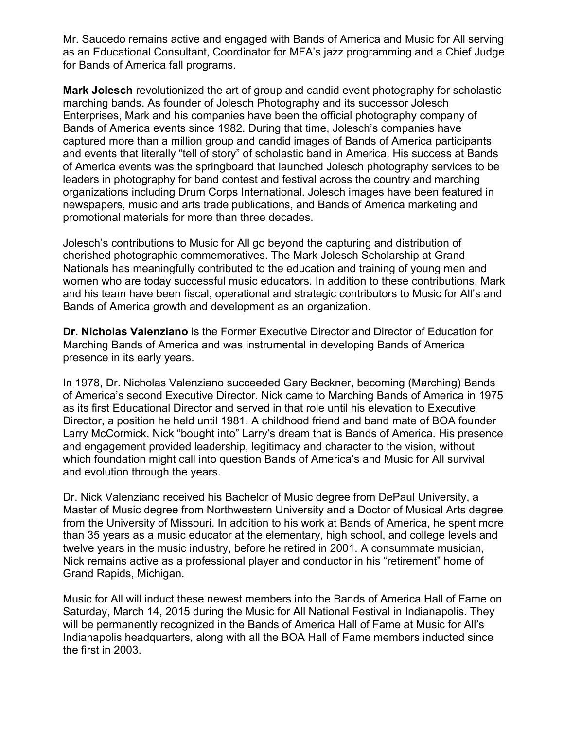Mr. Saucedo remains active and engaged with Bands of America and Music for All serving as an Educational Consultant, Coordinator for MFA's jazz programming and a Chief Judge for Bands of America fall programs.

**Mark Jolesch** revolutionized the art of group and candid event photography for scholastic marching bands. As founder of Jolesch Photography and its successor Jolesch Enterprises, Mark and his companies have been the official photography company of Bands of America events since 1982. During that time, Jolesch's companies have captured more than a million group and candid images of Bands of America participants and events that literally "tell of story" of scholastic band in America. His success at Bands of America events was the springboard that launched Jolesch photography services to be leaders in photography for band contest and festival across the country and marching organizations including Drum Corps International. Jolesch images have been featured in newspapers, music and arts trade publications, and Bands of America marketing and promotional materials for more than three decades.

Jolesch's contributions to Music for All go beyond the capturing and distribution of cherished photographic commemoratives. The Mark Jolesch Scholarship at Grand Nationals has meaningfully contributed to the education and training of young men and women who are today successful music educators. In addition to these contributions, Mark and his team have been fiscal, operational and strategic contributors to Music for All's and Bands of America growth and development as an organization.

**Dr. Nicholas Valenziano** is the Former Executive Director and Director of Education for Marching Bands of America and was instrumental in developing Bands of America presence in its early years.

In 1978, Dr. Nicholas Valenziano succeeded Gary Beckner, becoming (Marching) Bands of America's second Executive Director. Nick came to Marching Bands of America in 1975 as its first Educational Director and served in that role until his elevation to Executive Director, a position he held until 1981. A childhood friend and band mate of BOA founder Larry McCormick, Nick "bought into" Larry's dream that is Bands of America. His presence and engagement provided leadership, legitimacy and character to the vision, without which foundation might call into question Bands of America's and Music for All survival and evolution through the years.

Dr. Nick Valenziano received his Bachelor of Music degree from DePaul University, a Master of Music degree from Northwestern University and a Doctor of Musical Arts degree from the University of Missouri. In addition to his work at Bands of America, he spent more than 35 years as a music educator at the elementary, high school, and college levels and twelve years in the music industry, before he retired in 2001. A consummate musician, Nick remains active as a professional player and conductor in his "retirement" home of Grand Rapids, Michigan.

Music for All will induct these newest members into the Bands of America Hall of Fame on Saturday, March 14, 2015 during the Music for All National Festival in Indianapolis. They will be permanently recognized in the Bands of America Hall of Fame at Music for All's Indianapolis headquarters, along with all the BOA Hall of Fame members inducted since the first in 2003.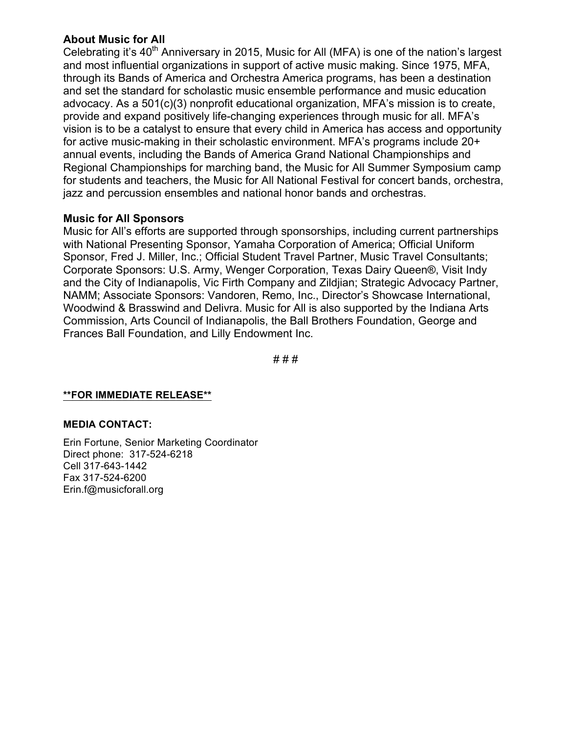**About Music for All**

Celebrating it's 40th Anniversary in 2015, Music for All (MFA) is one of the nation's largest and most influential organizations in support of active music making. Since 1975, MFA, through its Bands of America and Orchestra America programs, has been a destination and set the standard for scholastic music ensemble performance and music education advocacy. As a 501(c)(3) nonprofit educational organization, MFA's mission is to create, provide and expand positively life-changing experiences through music for all. MFA's vision is to be a catalyst to ensure that every child in America has access and opportunity for active music-making in their scholastic environment. MFA's programs include 20+ annual events, including the Bands of America Grand National Championships and Regional Championships for marching band, the Music for All Summer Symposium camp for students and teachers, the Music for All National Festival for concert bands, orchestra, jazz and percussion ensembles and national honor bands and orchestras.

**Music for All Sponsors**

Music for All's efforts are supported through sponsorships, including current partnerships with National Presenting Sponsor, Yamaha Corporation of America; Official Uniform Sponsor, Fred J. Miller, Inc.; Official Student Travel Partner, Music Travel Consultants; Corporate Sponsors: U.S. Army, Wenger Corporation, Texas Dairy Queen®, Visit Indy and the City of Indianapolis, Vic Firth Company and Zildjian; Strategic Advocacy Partner, NAMM; Associate Sponsors: Vandoren, Remo, Inc., Director's Showcase International, Woodwind & Brasswind and Delivra. Music for All is also supported by the Indiana Arts Commission, Arts Council of Indianapolis, the Ball Brothers Foundation, George and Frances Ball Foundation, and Lilly Endowment Inc.

# # #

**\*\*FOR IMMEDIATE RELEASE\*\***

**MEDIA CONTACT:**

Erin Fortune, Senior Marketing Coordinator
Direct phone: 317-524-6218
Cell 317-643-1442
Fax 317-524-6200
Erin.f@musicforall.org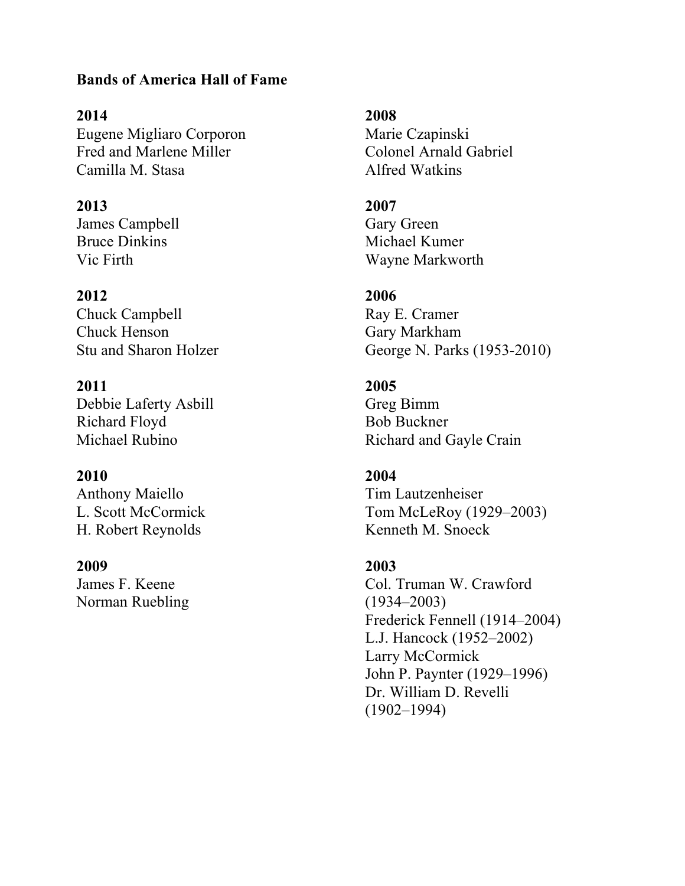**Bands of America Hall of Fame**

**2014**
Eugene Migliaro Corporon
Fred and Marlene Miller
Camilla M. Stasa

**2013**
James Campbell
Bruce Dinkins
Vic Firth

**2012**
Chuck Campbell
Chuck Henson
Stu and Sharon Holzer

**2011**
Debbie Laferty Asbill
Richard Floyd
Michael Rubino

**2010**
Anthony Maiello
L. Scott McCormick
H. Robert Reynolds

**2009**
James F. Keene
Norman Ruebling

**2008**
Marie Czapinski
Colonel Arnald Gabriel
Alfred Watkins

**2007**
Gary Green
Michael Kumer
Wayne Markworth

**2006**
Ray E. Cramer
Gary Markham
George N. Parks (1953-2010)

**2005**
Greg Bimm
Bob Buckner
Richard and Gayle Crain

**2004**
Tim Lautzenheiser
Tom McLeRoy (1929–2003)
Kenneth M. Snoeck

**2003**
Col. Truman W. Crawford (1934–2003)
Frederick Fennell (1914–2004)
L.J. Hancock (1952–2002)
Larry McCormick
John P. Paynter (1929–1996)
Dr. William D. Revelli (1902–1994)